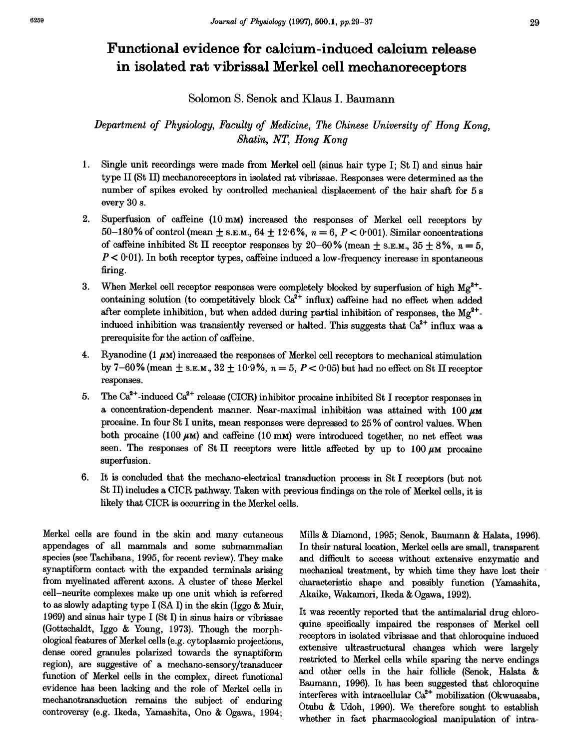# Functional evidence for calcium-induced calcium release in isolated rat vibrissal Merkel cell mechanoreceptors

Solomon S. Senok and Klaus I. Baumann

*Department of Physiology, Faculty of Medicine, The Chinese University of Hong Kong, Shatin, NT, Hong Kong*

1. Single unit recordings were made from Merkel cell (sinus hair type I; St I) and sinus hair type II (St II) mechanoreceptors in isolated rat vibrissae. Responses were determined as the number of spikes evoked by controlled mechanical displacement of the hair shaft for 5 s every 30 s.
2. Superfusion of caffeine (10 mM) increased the responses of Merkel cell receptors by 50–180% of control (mean ± S.E.M., 64 ± 12·6%, $n = 6$, $P < 0.001$). Similar concentrations of caffeine inhibited St II receptor responses by 20–60% (mean ± S.E.M., 35 ± 8%, $n = 5$, $P < 0.01$). In both receptor types, caffeine induced a low-frequency increase in spontaneous firing.
3. When Merkel cell receptor responses were completely blocked by superfusion of high $Mg^{2+}$-containing solution (to competitively block $Ca^{2+}$ influx) caffeine had no effect when added after complete inhibition, but when added during partial inhibition of responses, the $Mg^{2+}$-induced inhibition was transiently reversed or halted. This suggests that $Ca^{2+}$ influx was a prerequisite for the action of caffeine.
4. Ryanodine (1 μM) increased the responses of Merkel cell receptors to mechanical stimulation by 7–60% (mean ± S.E.M., 32 ± 10·9%, $n = 5$, $P < 0.05$) but had no effect on St II receptor responses.
5. The $Ca^{2+}$-induced $Ca^{2+}$ release (CICR) inhibitor procaine inhibited St I receptor responses in a concentration-dependent manner. Near-maximal inhibition was attained with 100 μM procaine. In four St I units, mean responses were depressed to 25% of control values. When both procaine (100 μM) and caffeine (10 mM) were introduced together, no net effect was seen. The responses of St II receptors were little affected by up to 100 μM procaine superfusion.
6. It is concluded that the mechano-electrical transduction process in St I receptors (but not St II) includes a CICR pathway. Taken with previous findings on the role of Merkel cells, it is likely that CICR is occurring in the Merkel cells.

Merkel cells are found in the skin and many cutaneous appendages of all mammals and some submammalian species (see Tachibana, 1995, for recent review). They make synaptiform contact with the expanded terminals arising from myelinated afferent axons. A cluster of these Merkel cell–neurite complexes make up one unit which is referred to as slowly adapting type I (SA I) in the skin (Iggo & Muir, 1969) and sinus hair type I (St I) in sinus hairs or vibrissae (Gottschaldt, Iggo & Young, 1973). Though the morphological features of Merkel cells (e.g. cytoplasmic projections, dense cored granules polarized towards the synaptiform region), are suggestive of a mechano-sensory/transducer function of Merkel cells in the complex, direct functional evidence has been lacking and the role of Merkel cells in mechanotransduction remains the subject of enduring controversy (e.g. Ikeda, Yamashita, Ono & Ogawa, 1994; Mills & Diamond, 1995; Senok, Baumann & Halata, 1996). In their natural location, Merkel cells are small, transparent and difficult to access without extensive enzymatic and mechanical treatment, by which time they have lost their characteristic shape and possibly function (Yamashita, Akaike, Wakamori, Ikeda & Ogawa, 1992).

It was recently reported that the antimalarial drug chloroquine specifically impaired the responses of Merkel cell receptors in isolated vibrissae and that chloroquine induced extensive ultrastructural changes which were largely restricted to Merkel cells while sparing the nerve endings and other cells in the hair follicle (Senok, Halata & Baumann, 1996). It has been suggested that chloroquine interferes with intracellular $Ca^{2+}$ mobilization (Okwuasaba, Otubu & Udoh, 1990). We therefore sought to establish whether in fact pharmacological manipulation of intra-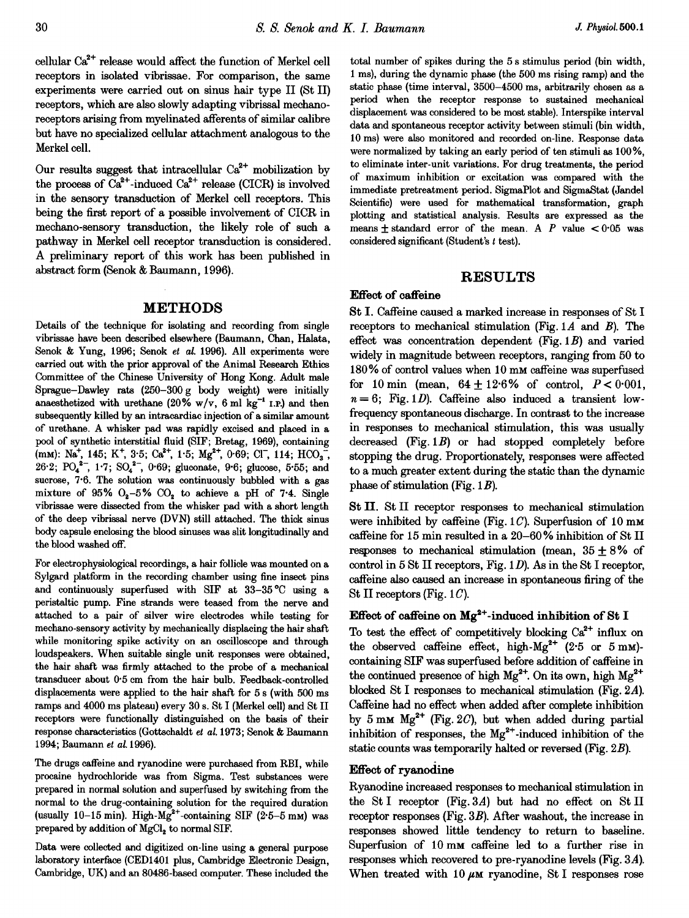cellular $Ca^{2+}$ release would affect the function of Merkel cell receptors in isolated vibrissae. For comparison, the same experiments were carried out on sinus hair type II (St II) receptors, which are also slowly adapting vibrissal mechanoreceptors arising from myelinated afferents of similar calibre but have no specialized cellular attachment analogous to the Merkel cell.

Our results suggest that intracellular $Ca^{2+}$ mobilization by the process of $Ca^{2+}$-induced $Ca^{2+}$ release (CICR) is involved in the sensory transduction of Merkel cell receptors. This being the first report of a possible involvement of CICR in mechano-sensory transduction, the likely role of such a pathway in Merkel cell receptor transduction is considered. A preliminary report of this work has been published in abstract form (Senok & Baumann, 1996).

## METHODS

Details of the technique for isolating and recording from single vibrissae have been described elsewhere (Baumann, Chan, Halata, Senok & Yung, 1996; Senok *et al.* 1996). All experiments were carried out with the prior approval of the Animal Research Ethics Committee of the Chinese University of Hong Kong. Adult male Sprague–Dawley rats (250–300 g body weight) were initially anaesthetized with urethane (20% w/v, 6 ml $kg^{-1}$ I.P.) and then subsequently killed by an intracardiac injection of a similar amount of urethane. A whisker pad was rapidly excised and placed in a pool of synthetic interstitial fluid (SIF; Bretag, 1969), containing (mM): $Na^+$, 145; $K^+$, 3·5; $Ca^{2+}$, 1·5; $Mg^{2+}$, 0·69; $Cl^-$, 114; $HCO_3^-$, 26·2; $PO_4^{2-}$, 1·7; $SO_4^{2-}$, 0·69; gluconate, 9·6; glucose, 5·55; and sucrose, 7·6. The solution was continuously bubbled with a gas mixture of 95% $O_2$–5% $CO_2$ to achieve a pH of 7·4. Single vibrissae were dissected from the whisker pad with a short length of the deep vibrissal nerve (DVN) still attached. The thick sinus body capsule enclosing the blood sinuses was slit longitudinally and the blood washed off.

For electrophysiological recordings, a hair follicle was mounted on a Sylgard platform in the recording chamber using fine insect pins and continuously superfused with SIF at 33–35 °C using a peristaltic pump. Fine strands were teased from the nerve and attached to a pair of silver wire electrodes while testing for mechano-sensory activity by mechanically displacing the hair shaft while monitoring spike activity on an oscilloscope and through loudspeakers. When suitable single unit responses were obtained, the hair shaft was firmly attached to the probe of a mechanical transducer about 0·5 cm from the hair bulb. Feedback-controlled displacements were applied to the hair shaft for 5 s (with 500 ms ramps and 4000 ms plateau) every 30 s. St I (Merkel cell) and St II receptors were functionally distinguished on the basis of their response characteristics (Gottschaldt *et al.* 1973; Senok & Baumann 1994; Baumann *et al.* 1996).

The drugs caffeine and ryanodine were purchased from RBI, while procaine hydrochloride was from Sigma. Test substances were prepared in normal solution and superfused by switching from the normal to the drug-containing solution for the required duration (usually 10–15 min). High-$Mg^{2+}$-containing SIF (2·5–5 mM) was prepared by addition of $MgCl_2$ to normal SIF.

Data were collected and digitized on-line using a general purpose laboratory interface (CED1401 plus, Cambridge Electronic Design, Cambridge, UK) and an 80486-based computer. These included the total number of spikes during the 5 s stimulus period (bin width, 1 ms), during the dynamic phase (the 500 ms rising ramp) and the static phase (time interval, 3500–4500 ms, arbitrarily chosen as a period when the receptor response to sustained mechanical displacement was considered to be most stable). Interspike interval data and spontaneous receptor activity between stimuli (bin width, 10 ms) were also monitored and recorded on-line. Response data were normalized by taking an early period of ten stimuli as 100%, to eliminate inter-unit variations. For drug treatments, the period of maximum inhibition or excitation was compared with the immediate pretreatment period. SigmaPlot and SigmaStat (Jandel Scientific) were used for mathematical transformation, graph plotting and statistical analysis. Results are expressed as the means ± standard error of the mean. A $P$ value $< 0·05$ was considered significant (Student's $t$ test).

## RESULTS

### Effect of caffeine

**St I.** Caffeine caused a marked increase in responses of St I receptors to mechanical stimulation (Fig. 1*A* and *B*). The effect was concentration dependent (Fig. 1*B*) and varied widely in magnitude between receptors, ranging from 50 to 180% of control values when 10 mM caffeine was superfused for 10 min (mean, 64 ± 12·6% of control, $P < 0·001$, $n = 6$; Fig. 1*D*). Caffeine also induced a transient low-frequency spontaneous discharge. In contrast to the increase in responses to mechanical stimulation, this was usually decreased (Fig. 1*B*) or had stopped completely before stopping the drug. Proportionately, responses were affected to a much greater extent during the static than the dynamic phase of stimulation (Fig. 1*B*).

**St II.** St II receptor responses to mechanical stimulation were inhibited by caffeine (Fig. 1*C*). Superfusion of 10 mM caffeine for 15 min resulted in a 20–60% inhibition of St II responses to mechanical stimulation (mean, 35 ± 8% of control in 5 St II receptors, Fig. 1*D*). As in the St I receptor, caffeine also caused an increase in spontaneous firing of the St II receptors (Fig. 1*C*).

### Effect of caffeine on $Mg^{2+}$-induced inhibition of St I

To test the effect of competitively blocking $Ca^{2+}$ influx on the observed caffeine effect, high-$Mg^{2+}$ (2·5 or 5 mM)-containing SIF was superfused before addition of caffeine in the continued presence of high $Mg^{2+}$. On its own, high $Mg^{2+}$ blocked St I responses to mechanical stimulation (Fig. 2*A*). Caffeine had no effect when added after complete inhibition by 5 mM $Mg^{2+}$ (Fig. 2*C*), but when added during partial inhibition of responses, the $Mg^{2+}$-induced inhibition of the static counts was temporarily halted or reversed (Fig. 2*B*).

### Effect of ryanodine

Ryanodine increased responses to mechanical stimulation in the St I receptor (Fig. 3*A*) but had no effect on St II receptor responses (Fig. 3*B*). After washout, the increase in responses showed little tendency to return to baseline. Superfusion of 10 mM caffeine led to a further rise in responses which recovered to pre-ryanodine levels (Fig. 3*A*). When treated with 10 μM ryanodine, St I responses rose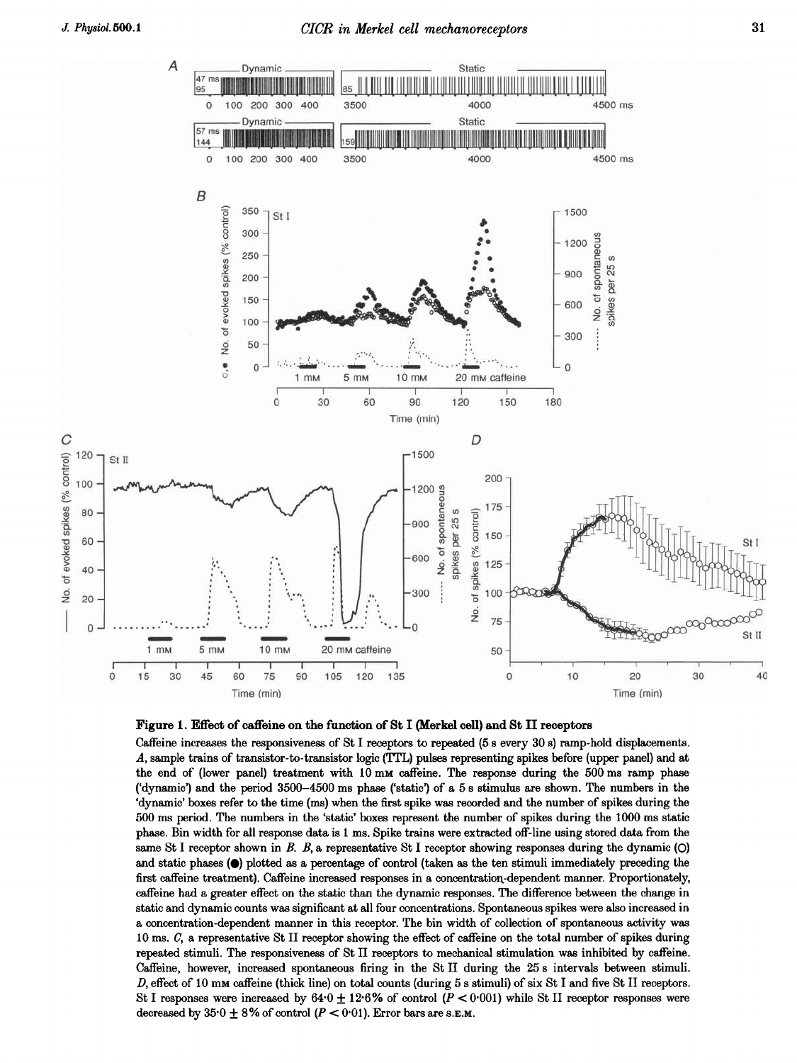**Figure 1. Effect of caffeine on the function of St I (Merkel cell) and St II receptors**

Caffeine increases the responsiveness of St I receptors to repeated (5 s every 30 s) ramp-hold displacements. *A*, sample trains of transistor-to-transistor logic (TTL) pulses representing spikes before (upper panel) and at the end of (lower panel) treatment with 10 mM caffeine. The response during the 500 ms ramp phase ('dynamic') and the period 3500–4500 ms phase ('static') of a 5 s stimulus are shown. The numbers in the 'dynamic' boxes refer to the time (ms) when the first spike was recorded and the number of spikes during the 500 ms period. The numbers in the 'static' boxes represent the number of spikes during the 1000 ms static phase. Bin width for all response data is 1 ms. Spike trains were extracted off-line using stored data from the same St I receptor shown in *B*. *B*, a representative St I receptor showing responses during the dynamic (○) and static phases (●) plotted as a percentage of control (taken as the ten stimuli immediately preceding the first caffeine treatment). Caffeine increased responses in a concentration-dependent manner. Proportionately, caffeine had a greater effect on the static than the dynamic responses. The difference between the change in static and dynamic counts was significant at all four concentrations. Spontaneous spikes were also increased in a concentration-dependent manner in this receptor. The bin width of collection of spontaneous activity was 10 ms. *C*, a representative St II receptor showing the effect of caffeine on the total number of spikes during repeated stimuli. The responsiveness of St II receptors to mechanical stimulation was inhibited by caffeine. Caffeine, however, increased spontaneous firing in the St II during the 25 s intervals between stimuli. *D*, effect of 10 mM caffeine (thick line) on total counts (during 5 s stimuli) of six St I and five St II receptors. St I responses were increased by 64·0 ± 12·6% of control ($P < 0{\cdot}001$) while St II receptor responses were decreased by 35·0 ± 8% of control ($P < 0{\cdot}01$). Error bars are S.E.M.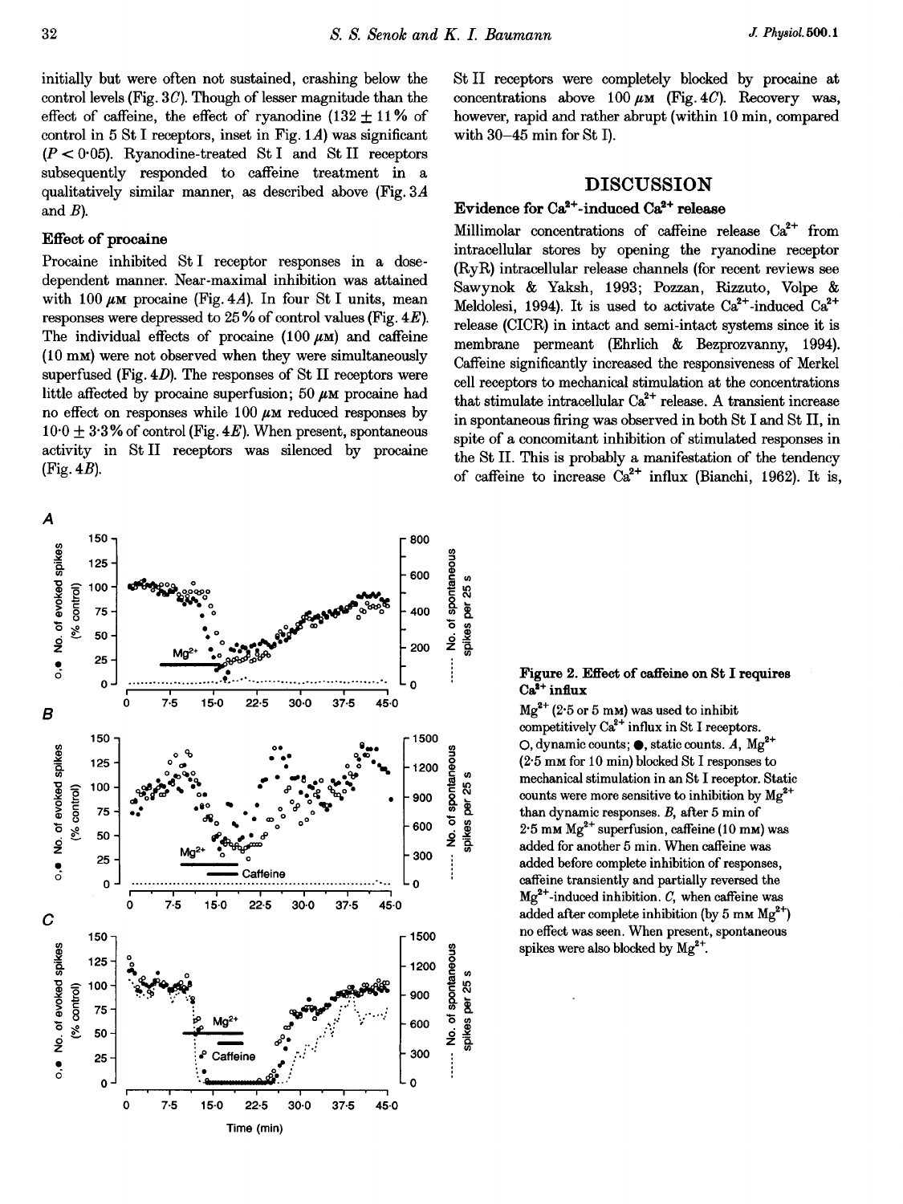initially but were often not sustained, crashing below the control levels (Fig. 3*C*). Though of lesser magnitude than the effect of caffeine, the effect of ryanodine ($132 \pm 11$% of control in 5 St I receptors, inset in Fig. 1*A*) was significant ($P < 0.05$). Ryanodine-treated St I and St II receptors subsequently responded to caffeine treatment in a qualitatively similar manner, as described above (Fig. 3*A* and *B*).

### Effect of procaine

Procaine inhibited St I receptor responses in a dose-dependent manner. Near-maximal inhibition was attained with 100 $\mu$M procaine (Fig. 4*A*). In four St I units, mean responses were depressed to 25% of control values (Fig. 4*E*). The individual effects of procaine (100 $\mu$M) and caffeine (10 mM) were not observed when they were simultaneously superfused (Fig. 4*D*). The responses of St II receptors were little affected by procaine superfusion; 50 $\mu$M procaine had no effect on responses while 100 $\mu$M reduced responses by $10.0 \pm 3.3$% of control (Fig. 4*E*). When present, spontaneous activity in St II receptors was silenced by procaine (Fig. 4*B*). St II receptors were completely blocked by procaine at concentrations above 100 $\mu$M (Fig. 4*C*). Recovery was, however, rapid and rather abrupt (within 10 min, compared with 30–45 min for St I).

## DISCUSSION

### Evidence for $Ca^{2+}$-induced $Ca^{2+}$ release

Millimolar concentrations of caffeine release $Ca^{2+}$ from intracellular stores by opening the ryanodine receptor (RyR) intracellular release channels (for recent reviews see Sawynok & Yaksh, 1993; Pozzan, Rizzuto, Volpe & Meldolesi, 1994). It is used to activate $Ca^{2+}$-induced $Ca^{2+}$ release (CICR) in intact and semi-intact systems since it is membrane permeant (Ehrlich & Bezprozvanny, 1994). Caffeine significantly increased the responsiveness of Merkel cell receptors to mechanical stimulation at the concentrations that stimulate intracellular $Ca^{2+}$ release. A transient increase in spontaneous firing was observed in both St I and St II, in spite of a concomitant inhibition of stimulated responses in the St II. This is probably a manifestation of the tendency of caffeine to increase $Ca^{2+}$ influx (Bianchi, 1962). It is,

**Figure 2. Effect of caffeine on St I requires $Ca^{2+}$ influx**

$Mg^{2+}$ (2·5 or 5 mM) was used to inhibit competitively $Ca^{2+}$ influx in St I receptors. ○, dynamic counts; ●, static counts. *A*, $Mg^{2+}$ (2·5 mM for 10 min) blocked St I responses to mechanical stimulation in an St I receptor. Static counts were more sensitive to inhibition by $Mg^{2+}$ than dynamic responses. *B*, after 5 min of 2·5 mM $Mg^{2+}$ superfusion, caffeine (10 mM) was added for another 5 min. When caffeine was added before complete inhibition of responses, caffeine transiently and partially reversed the $Mg^{2+}$-induced inhibition. *C*, when caffeine was added after complete inhibition (by 5 mM $Mg^{2+}$) no effect was seen. When present, spontaneous spikes were also blocked by $Mg^{2+}$.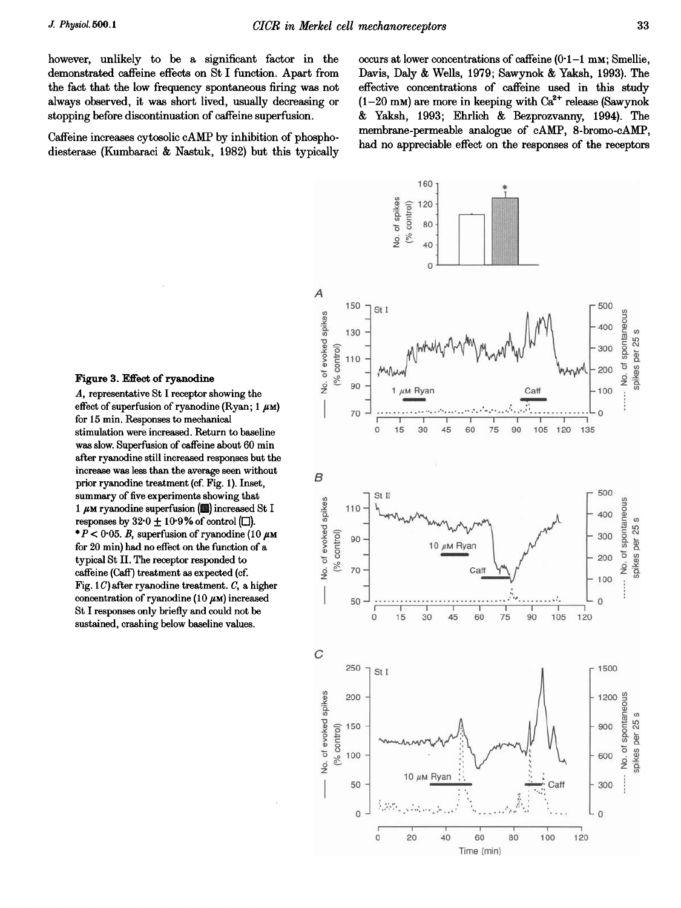however, unlikely to be a significant factor in the demonstrated caffeine effects on St I function. Apart from the fact that the low frequency spontaneous firing was not always observed, it was short lived, usually decreasing or stopping before discontinuation of caffeine superfusion.

Caffeine increases cytosolic cAMP by inhibition of phosphodiesterase (Kumbaraci & Nastuk, 1982) but this typically occurs at lower concentrations of caffeine (0·1–1 mM; Smellie, Davis, Daly & Wells, 1979; Sawynok & Yaksh, 1993). The effective concentrations of caffeine used in this study (1–20 mM) are more in keeping with $Ca^{2+}$ release (Sawynok & Yaksh, 1993; Ehrlich & Bezprozvanny, 1994). The membrane-permeable analogue of cAMP, 8-bromo-cAMP, had no appreciable effect on the responses of the receptors

**Figure 3. Effect of ryanodine**

*A*, representative St I receptor showing the effect of superfusion of ryanodine (Ryan; 1 μM) for 15 min. Responses to mechanical stimulation were increased. Return to baseline was slow. Superfusion of caffeine about 60 min after ryanodine still increased responses but the increase was less than the average seen without prior ryanodine treatment (cf. Fig. 1). Inset, summary of five experiments showing that 1 μM ryanodine superfusion (▩) increased St I responses by 32·0 ± 10·9% of control (□). * $P < 0.05$. *B*, superfusion of ryanodine (10 μM for 20 min) had no effect on the function of a typical St II. The receptor responded to caffeine (Caff) treatment as expected (cf. Fig. 1*C*) after ryanodine treatment. *C*, a higher concentration of ryanodine (10 μM) increased St I responses only briefly and could not be sustained, crashing below baseline values.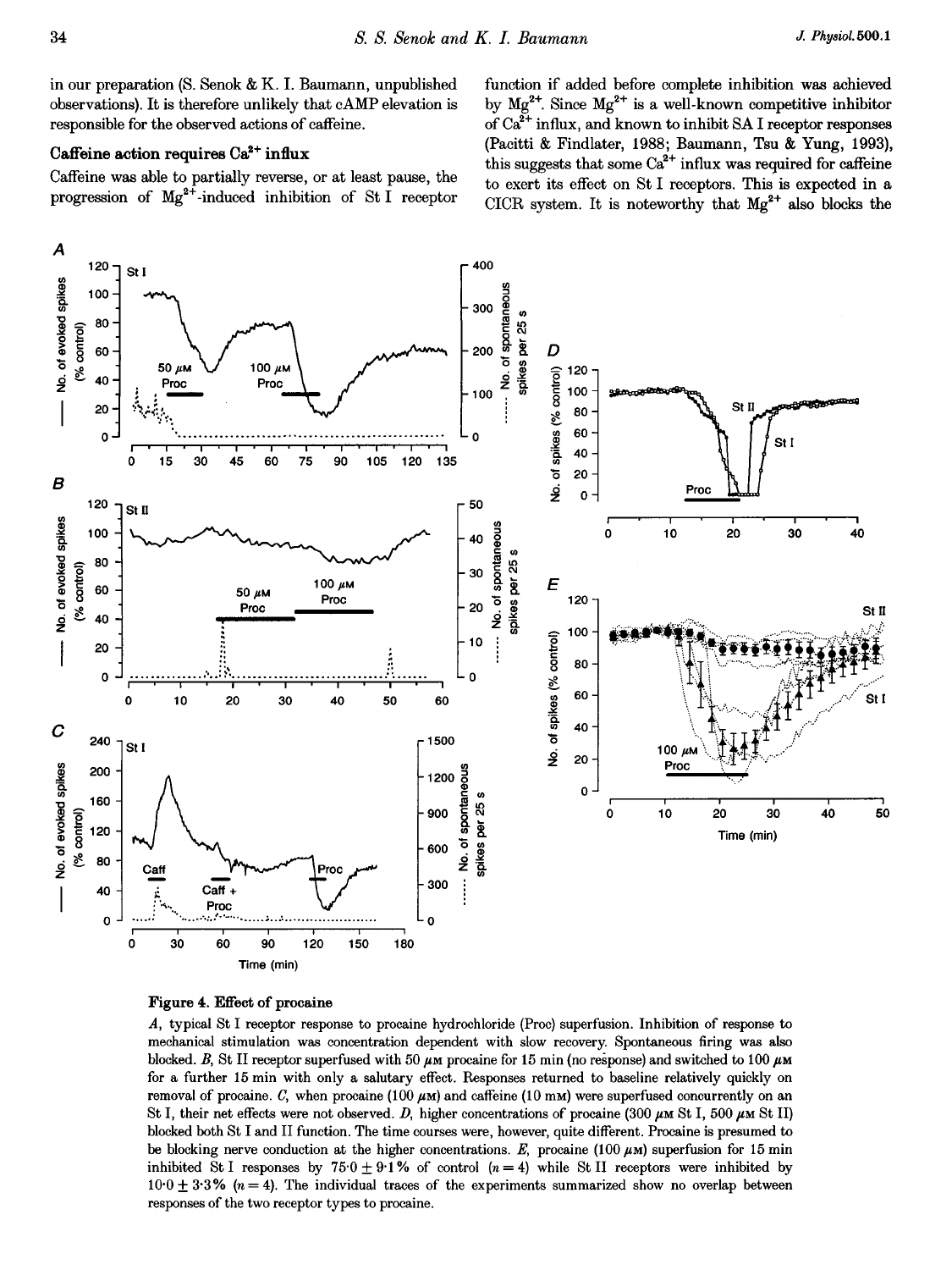in our preparation (S. Senok & K. I. Baumann, unpublished observations). It is therefore unlikely that cAMP elevation is responsible for the observed actions of caffeine.

### Caffeine action requires $Ca^{2+}$ influx

Caffeine was able to partially reverse, or at least pause, the progression of $Mg^{2+}$-induced inhibition of St I receptor function if added before complete inhibition was achieved by $Mg^{2+}$. Since $Mg^{2+}$ is a well-known competitive inhibitor of $Ca^{2+}$ influx, and known to inhibit SA I receptor responses (Pacitti & Findlater, 1988; Baumann, Tsu & Yung, 1993), this suggests that some $Ca^{2+}$ influx was required for caffeine to exert its effect on St I receptors. This is expected in a CICR system. It is noteworthy that $Mg^{2+}$ also blocks the

**Figure 4. Effect of procaine**

*A*, typical St I receptor response to procaine hydrochloride (Proc) superfusion. Inhibition of response to mechanical stimulation was concentration dependent with slow recovery. Spontaneous firing was also blocked. *B*, St II receptor superfused with 50 $\mu$M procaine for 15 min (no response) and switched to 100 $\mu$M for a further 15 min with only a salutary effect. Responses returned to baseline relatively quickly on removal of procaine. *C*, when procaine (100 $\mu$M) and caffeine (10 mM) were superfused concurrently on an St I, their net effects were not observed. *D*, higher concentrations of procaine (300 $\mu$M St I, 500 $\mu$M St II) blocked both St I and II function. The time courses were, however, quite different. Procaine is presumed to be blocking nerve conduction at the higher concentrations. *E*, procaine (100 $\mu$M) superfusion for 15 min inhibited St I responses by $75.0 \pm 9.1$% of control ($n = 4$) while St II receptors were inhibited by $10.0 \pm 3.3$% ($n = 4$). The individual traces of the experiments summarized show no overlap between responses of the two receptor types to procaine.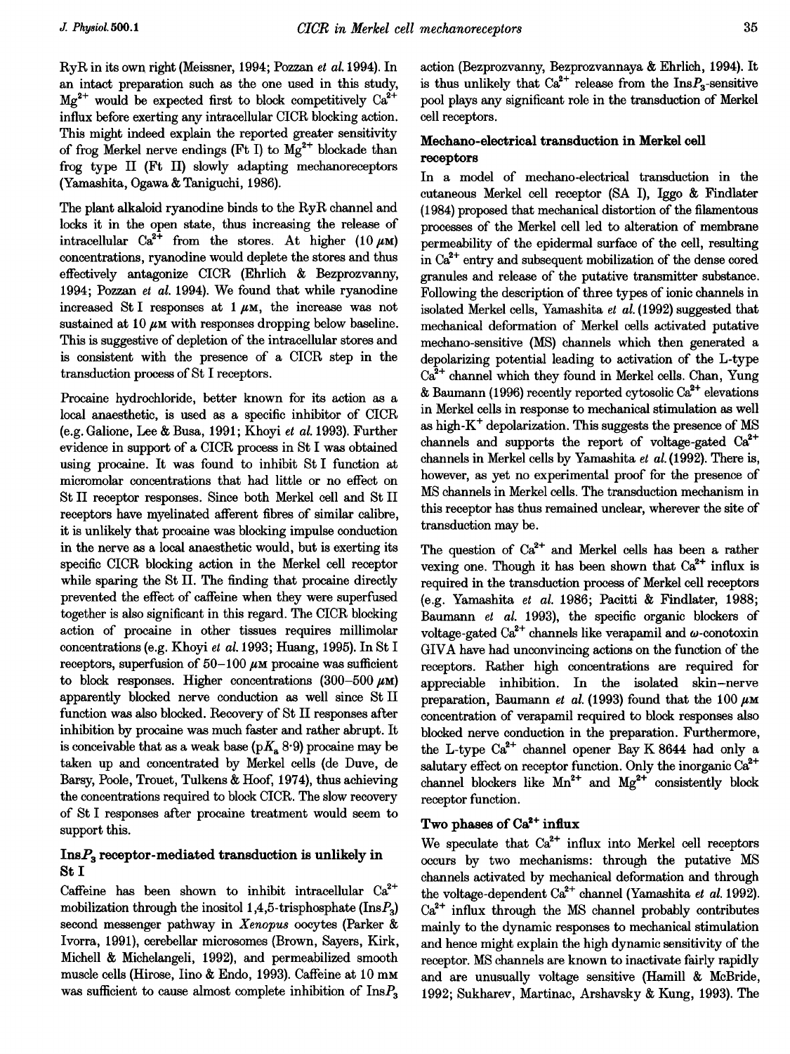RyR in its own right (Meissner, 1994; Pozzan *et al.* 1994). In an intact preparation such as the one used in this study, $Mg^{2+}$ would be expected first to block competitively $Ca^{2+}$ influx before exerting any intracellular CICR blocking action. This might indeed explain the reported greater sensitivity of frog Merkel nerve endings (Ft I) to $Mg^{2+}$ blockade than frog type II (Ft II) slowly adapting mechanoreceptors (Yamashita, Ogawa & Taniguchi, 1986).

The plant alkaloid ryanodine binds to the RyR channel and locks it in the open state, thus increasing the release of intracellular $Ca^{2+}$ from the stores. At higher (10 $\mu$M) concentrations, ryanodine would deplete the stores and thus effectively antagonize CICR (Ehrlich & Bezprozvanny, 1994; Pozzan *et al.* 1994). We found that while ryanodine increased St I responses at 1 $\mu$M, the increase was not sustained at 10 $\mu$M with responses dropping below baseline. This is suggestive of depletion of the intracellular stores and is consistent with the presence of a CICR step in the transduction process of St I receptors.

Procaine hydrochloride, better known for its action as a local anaesthetic, is used as a specific inhibitor of CICR (e.g. Galione, Lee & Busa, 1991; Khoyi *et al.* 1993). Further evidence in support of a CICR process in St I was obtained using procaine. It was found to inhibit St I function at micromolar concentrations that had little or no effect on St II receptor responses. Since both Merkel cell and St II receptors have myelinated afferent fibres of similar calibre, it is unlikely that procaine was blocking impulse conduction in the nerve as a local anaesthetic would, but is exerting its specific CICR blocking action in the Merkel cell receptor while sparing the St II. The finding that procaine directly prevented the effect of caffeine when they were superfused together is also significant in this regard. The CICR blocking action of procaine in other tissues requires millimolar concentrations (e.g. Khoyi *et al.* 1993; Huang, 1995). In St I receptors, superfusion of 50–100 $\mu$M procaine was sufficient to block responses. Higher concentrations (300–500 $\mu$M) apparently blocked nerve conduction as well since St II function was also blocked. Recovery of St II responses after inhibition by procaine was much faster and rather abrupt. It is conceivable that as a weak base ($pK_a$ 8·9) procaine may be taken up and concentrated by Merkel cells (de Duve, de Barsy, Poole, Trouet, Tulkens & Hoof, 1974), thus achieving the concentrations required to block CICR. The slow recovery of St I responses after procaine treatment would seem to support this.

### $InsP_3$ receptor-mediated transduction is unlikely in St I

Caffeine has been shown to inhibit intracellular $Ca^{2+}$ mobilization through the inositol 1,4,5-trisphosphate ($InsP_3$) second messenger pathway in *Xenopus* oocytes (Parker & Ivorra, 1991), cerebellar microsomes (Brown, Sayers, Kirk, Michell & Michelangeli, 1992), and permeabilized smooth muscle cells (Hirose, Iino & Endo, 1993). Caffeine at 10 mM was sufficient to cause almost complete inhibition of $InsP_3$ action (Bezprozvanny, Bezprozvannaya & Ehrlich, 1994). It is thus unlikely that $Ca^{2+}$ release from the $InsP_3$-sensitive pool plays any significant role in the transduction of Merkel cell receptors.

### Mechano-electrical transduction in Merkel cell receptors

In a model of mechano-electrical transduction in the cutaneous Merkel cell receptor (SA I), Iggo & Findlater (1984) proposed that mechanical distortion of the filamentous processes of the Merkel cell led to alteration of membrane permeability of the epidermal surface of the cell, resulting in $Ca^{2+}$ entry and subsequent mobilization of the dense cored granules and release of the putative transmitter substance. Following the description of three types of ionic channels in isolated Merkel cells, Yamashita *et al.* (1992) suggested that mechanical deformation of Merkel cells activated putative mechano-sensitive (MS) channels which then generated a depolarizing potential leading to activation of the L-type $Ca^{2+}$ channel which they found in Merkel cells. Chan, Yung & Baumann (1996) recently reported cytosolic $Ca^{2+}$ elevations in Merkel cells in response to mechanical stimulation as well as high-$K^+$ depolarization. This suggests the presence of MS channels and supports the report of voltage-gated $Ca^{2+}$ channels in Merkel cells by Yamashita *et al.* (1992). There is, however, as yet no experimental proof for the presence of MS channels in Merkel cells. The transduction mechanism in this receptor has thus remained unclear, wherever the site of transduction may be.

The question of $Ca^{2+}$ and Merkel cells has been a rather vexing one. Though it has been shown that $Ca^{2+}$ influx is required in the transduction process of Merkel cell receptors (e.g. Yamashita *et al.* 1986; Pacitti & Findlater, 1988; Baumann *et al.* 1993), the specific organic blockers of voltage-gated $Ca^{2+}$ channels like verapamil and $\omega$-conotoxin GIVA have had unconvincing actions on the function of the receptors. Rather high concentrations are required for appreciable inhibition. In the isolated skin–nerve preparation, Baumann *et al.* (1993) found that the 100 $\mu$M concentration of verapamil required to block responses also blocked nerve conduction in the preparation. Furthermore, the L-type $Ca^{2+}$ channel opener Bay K 8644 had only a salutary effect on receptor function. Only the inorganic $Ca^{2+}$ channel blockers like $Mn^{2+}$ and $Mg^{2+}$ consistently block receptor function.

### Two phases of $Ca^{2+}$ influx

We speculate that $Ca^{2+}$ influx into Merkel cell receptors occurs by two mechanisms: through the putative MS channels activated by mechanical deformation and through the voltage-dependent $Ca^{2+}$ channel (Yamashita *et al.* 1992). $Ca^{2+}$ influx through the MS channel probably contributes mainly to the dynamic responses to mechanical stimulation and hence might explain the high dynamic sensitivity of the receptor. MS channels are known to inactivate fairly rapidly and are unusually voltage sensitive (Hamill & McBride, 1992; Sukharev, Martinac, Arshavsky & Kung, 1993). The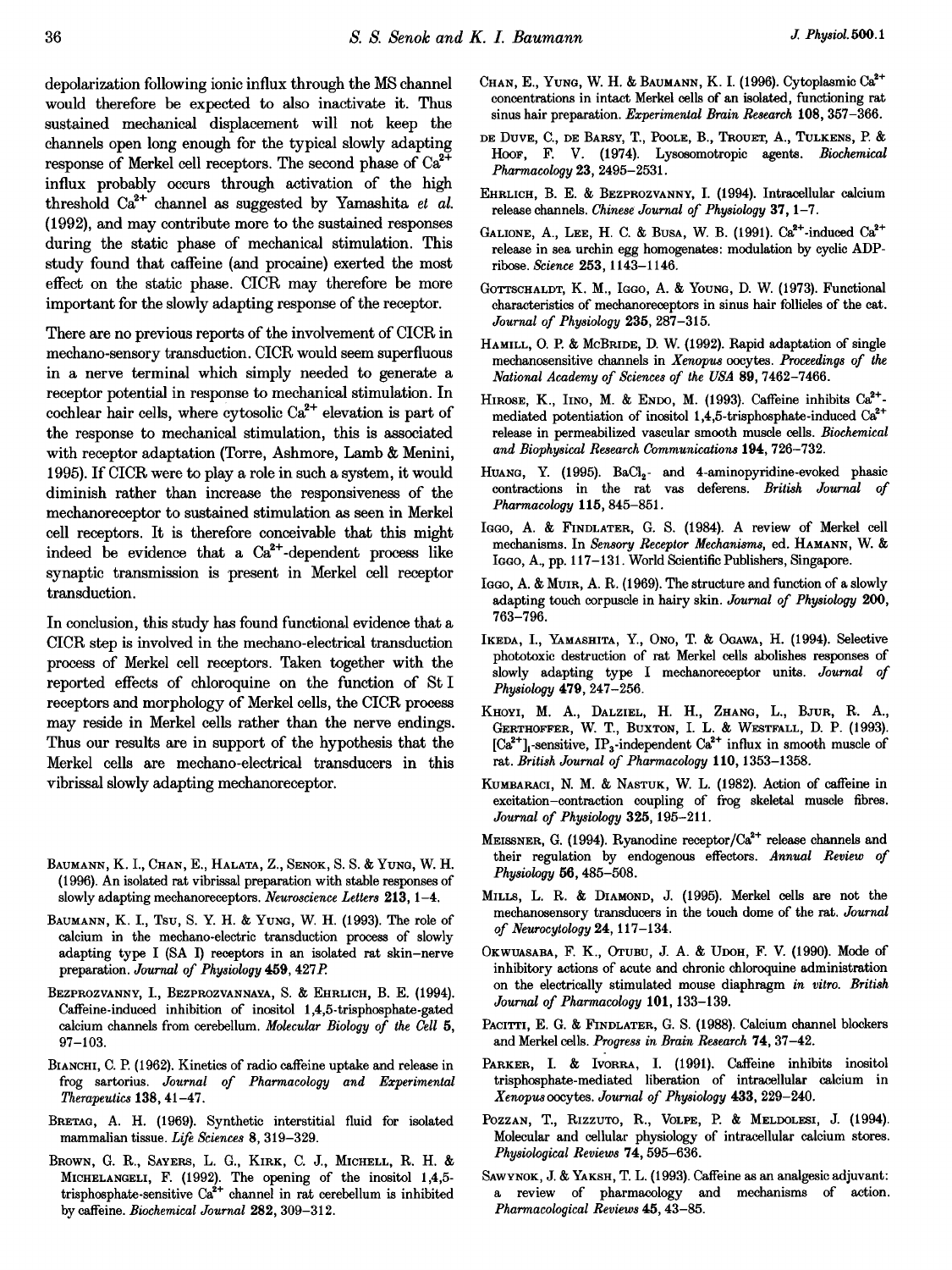depolarization following ionic influx through the MS channel would therefore be expected to also inactivate it. Thus sustained mechanical displacement will not keep the channels open long enough for the typical slowly adapting response of Merkel cell receptors. The second phase of $Ca^{2+}$ influx probably occurs through activation of the high threshold $Ca^{2+}$ channel as suggested by Yamashita *et al.* (1992), and may contribute more to the sustained responses during the static phase of mechanical stimulation. This study found that caffeine (and procaine) exerted the most effect on the static phase. CICR may therefore be more important for the slowly adapting response of the receptor.

There are no previous reports of the involvement of CICR in mechano-sensory transduction. CICR would seem superfluous in a nerve terminal which simply needed to generate a receptor potential in response to mechanical stimulation. In cochlear hair cells, where cytosolic $Ca^{2+}$ elevation is part of the response to mechanical stimulation, this is associated with receptor adaptation (Torre, Ashmore, Lamb & Menini, 1995). If CICR were to play a role in such a system, it would diminish rather than increase the responsiveness of the mechanoreceptor to sustained stimulation as seen in Merkel cell receptors. It is therefore conceivable that this might indeed be evidence that a $Ca^{2+}$-dependent process like synaptic transmission is present in Merkel cell receptor transduction.

In conclusion, this study has found functional evidence that a CICR step is involved in the mechano-electrical transduction process of Merkel cell receptors. Taken together with the reported effects of chloroquine on the function of St I receptors and morphology of Merkel cells, the CICR process may reside in Merkel cells rather than the nerve endings. Thus our results are in support of the hypothesis that the Merkel cells are mechano-electrical transducers in this vibrissal slowly adapting mechanoreceptor.

Baumann, K. I., Chan, E., Halata, Z., Senok, S. S. & Yung, W. H. (1996). An isolated rat vibrissal preparation with stable responses of slowly adapting mechanoreceptors. *Neuroscience Letters* **213**, 1–4.

Baumann, K. I., Tsu, S. Y. H. & Yung, W. H. (1993). The role of calcium in the mechano-electric transduction process of slowly adapting type I (SA I) receptors in an isolated rat skin–nerve preparation. *Journal of Physiology* **459**, 427*P*.

Bezprozvanny, I., Bezprozvannaya, S. & Ehrlich, B. E. (1994). Caffeine-induced inhibition of inositol 1,4,5-trisphosphate-gated calcium channels from cerebellum. *Molecular Biology of the Cell* **5**, 97–103.

Bianchi, C. P. (1962). Kinetics of radio caffeine uptake and release in frog sartorius. *Journal of Pharmacology and Experimental Therapeutics* **138**, 41–47.

Bretag, A. H. (1969). Synthetic interstitial fluid for isolated mammalian tissue. *Life Sciences* **8**, 319–329.

Brown, G. R., Sayers, L. G., Kirk, C. J., Michell, R. H. & Michelangeli, F. (1992). The opening of the inositol 1,4,5-trisphosphate-sensitive $Ca^{2+}$ channel in rat cerebellum is inhibited by caffeine. *Biochemical Journal* **282**, 309–312.

Chan, E., Yung, W. H. & Baumann, K. I. (1996). Cytoplasmic $Ca^{2+}$ concentrations in intact Merkel cells of an isolated, functioning rat sinus hair preparation. *Experimental Brain Research* **108**, 357–366.

de Duve, C., de Barsy, T., Poole, B., Trouet, A., Tulkens, P. & Hoof, F. V. (1974). Lysosomotropic agents. *Biochemical Pharmacology* **23**, 2495–2531.

Ehrlich, B. E. & Bezprozvanny, I. (1994). Intracellular calcium release channels. *Chinese Journal of Physiology* **37**, 1–7.

Galione, A., Lee, H. C. & Busa, W. B. (1991). $Ca^{2+}$-induced $Ca^{2+}$ release in sea urchin egg homogenates: modulation by cyclic ADP-ribose. *Science* **253**, 1143–1146.

Gottschaldt, K. M., Iggo, A. & Young, D. W. (1973). Functional characteristics of mechanoreceptors in sinus hair follicles of the cat. *Journal of Physiology* **235**, 287–315.

Hamill, O. P. & McBride, D. W. (1992). Rapid adaptation of single mechanosensitive channels in *Xenopus* oocytes. *Proceedings of the National Academy of Sciences of the USA* **89**, 7462–7466.

Hirose, K., Iino, M. & Endo, M. (1993). Caffeine inhibits $Ca^{2+}$-mediated potentiation of inositol 1,4,5-trisphosphate-induced $Ca^{2+}$ release in permeabilized vascular smooth muscle cells. *Biochemical and Biophysical Research Communications* **194**, 726–732.

Huang, Y. (1995). $BaCl_2$- and 4-aminopyridine-evoked phasic contractions in the rat vas deferens. *British Journal of Pharmacology* **115**, 845–851.

Iggo, A. & Findlater, G. S. (1984). A review of Merkel cell mechanisms. In *Sensory Receptor Mechanisms*, ed. Hamann, W. & Iggo, A., pp. 117–131. World Scientific Publishers, Singapore.

Iggo, A. & Muir, A. R. (1969). The structure and function of a slowly adapting touch corpuscle in hairy skin. *Journal of Physiology* **200**, 763–796.

Ikeda, I., Yamashita, Y., Ono, T. & Ogawa, H. (1994). Selective phototoxic destruction of rat Merkel cells abolishes responses of slowly adapting type I mechanoreceptor units. *Journal of Physiology* **479**, 247–256.

Khoyi, M. A., Dalziel, H. H., Zhang, L., Bjur, R. A., Gerthoffer, W. T., Buxton, I. L. & Westfall, D. P. (1993). $[Ca^{2+}]_i$-sensitive, $IP_3$-independent $Ca^{2+}$ influx in smooth muscle of rat. *British Journal of Pharmacology* **110**, 1353–1358.

Kumbaraci, N. M. & Nastuk, W. L. (1982). Action of caffeine in excitation–contraction coupling of frog skeletal muscle fibres. *Journal of Physiology* **325**, 195–211.

Meissner, G. (1994). Ryanodine receptor/$Ca^{2+}$ release channels and their regulation by endogenous effectors. *Annual Review of Physiology* **56**, 485–508.

Mills, L. R. & Diamond, J. (1995). Merkel cells are not the mechanosensory transducers in the touch dome of the rat. *Journal of Neurocytology* **24**, 117–134.

Okwuasaba, F. K., Otubu, J. A. & Udoh, F. V. (1990). Mode of inhibitory actions of acute and chronic chloroquine administration on the electrically stimulated mouse diaphragm *in vitro*. *British Journal of Pharmacology* **101**, 133–139.

Pacitti, E. G. & Findlater, G. S. (1988). Calcium channel blockers and Merkel cells. *Progress in Brain Research* **74**, 37–42.

Parker, I. & Ivorra, I. (1991). Caffeine inhibits inositol trisphosphate-mediated liberation of intracellular calcium in *Xenopus* oocytes. *Journal of Physiology* **433**, 229–240.

Pozzan, T., Rizzuto, R., Volpe, P. & Meldolesi, J. (1994). Molecular and cellular physiology of intracellular calcium stores. *Physiological Reviews* **74**, 595–636.

Sawynok, J. & Yaksh, T. L. (1993). Caffeine as an analgesic adjuvant: a review of pharmacology and mechanisms of action. *Pharmacological Reviews* **45**, 43–85.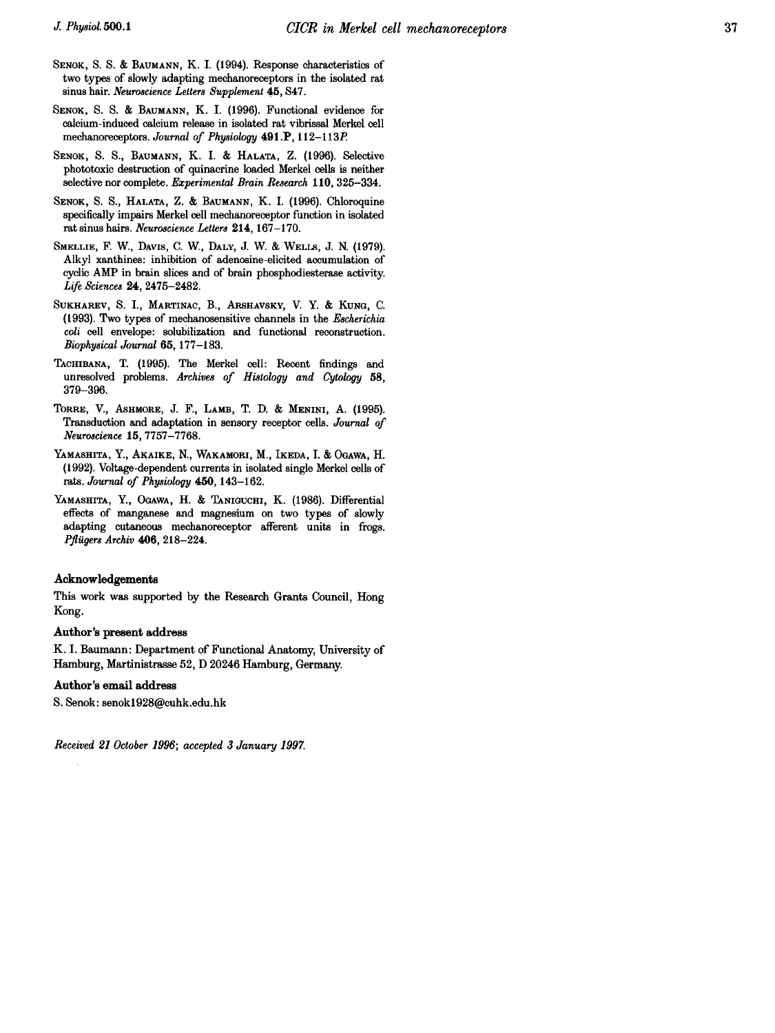SENOK, S. S. & BAUMANN, K. I. (1994). Response characteristics of two types of slowly adapting mechanoreceptors in the isolated rat sinus hair. *Neuroscience Letters Supplement* **45**, S47.

SENOK, S. S. & BAUMANN, K. I. (1996). Functional evidence for calcium-induced calcium release in isolated rat vibrissal Merkel cell mechanoreceptors. *Journal of Physiology* **491.P**, 112–113P.

SENOK, S. S., BAUMANN, K. I. & HALATA, Z. (1996). Selective phototoxic destruction of quinacrine loaded Merkel cells is neither selective nor complete. *Experimental Brain Research* **110**, 325–334.

SENOK, S. S., HALATA, Z. & BAUMANN, K. I. (1996). Chloroquine specifically impairs Merkel cell mechanoreceptor function in isolated rat sinus hairs. *Neuroscience Letters* **214**, 167–170.

SMELLIE, F. W., DAVIS, C. W., DALY, J. W. & WELLS, J. N. (1979). Alkyl xanthines: inhibition of adenosine-elicited accumulation of cyclic AMP in brain slices and of brain phosphodiesterase activity. *Life Sciences* **24**, 2475–2482.

SUKHAREV, S. I., MARTINAC, B., ARSHAVSKY, V. Y. & KUNG, C. (1993). Two types of mechanosensitive channels in the *Escherichia coli* cell envelope: solubilization and functional reconstruction. *Biophysical Journal* **65**, 177–183.

TACHIBANA, T. (1995). The Merkel cell: Recent findings and unresolved problems. *Archives of Histology and Cytology* **58**, 379–396.

TORRE, V., ASHMORE, J. F., LAMB, T. D. & MENINI, A. (1995). Transduction and adaptation in sensory receptor cells. *Journal of Neuroscience* **15**, 7757–7768.

YAMASHITA, Y., AKAIKE, N., WAKAMORI, M., IKEDA, I. & OGAWA, H. (1992). Voltage-dependent currents in isolated single Merkel cells of rats. *Journal of Physiology* **450**, 143–162.

YAMASHITA, Y., OGAWA, H. & TANIGUCHI, K. (1986). Differential effects of manganese and magnesium on two types of slowly adapting cutaneous mechanoreceptor afferent units in frogs. *Pflügers Archiv* **406**, 218–224.

### Acknowledgements

This work was supported by the Research Grants Council, Hong Kong.

### Author's present address

K. I. Baumann: Department of Functional Anatomy, University of Hamburg, Martinistrasse 52, D 20246 Hamburg, Germany.

### Author's email address

S. Senok: senok1928@cuhk.edu.hk

*Received 21 October 1996; accepted 3 January 1997.*